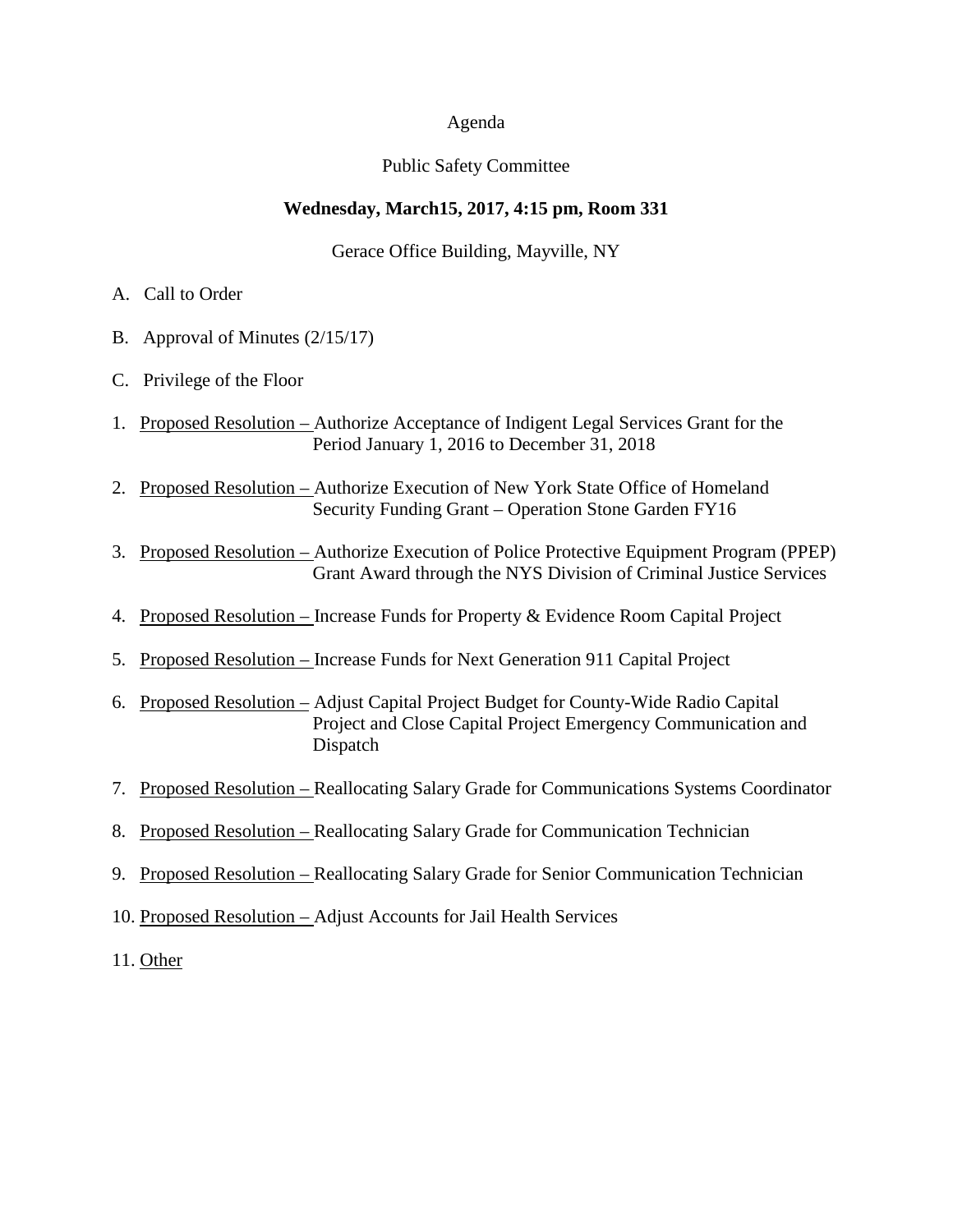Agenda

Public Safety Committee

**Wednesday, March15, 2017, 4:15 pm, Room 331**

Gerace Office Building, Mayville, NY

A. Call to Order

B. Approval of Minutes (2/15/17)

C. Privilege of the Floor

1. Proposed Resolution – Authorize Acceptance of Indigent Legal Services Grant for the Period January 1, 2016 to December 31, 2018

2. Proposed Resolution – Authorize Execution of New York State Office of Homeland Security Funding Grant – Operation Stone Garden FY16

3. Proposed Resolution – Authorize Execution of Police Protective Equipment Program (PPEP) Grant Award through the NYS Division of Criminal Justice Services

4. Proposed Resolution – Increase Funds for Property & Evidence Room Capital Project

5. Proposed Resolution – Increase Funds for Next Generation 911 Capital Project

6. Proposed Resolution – Adjust Capital Project Budget for County-Wide Radio Capital Project and Close Capital Project Emergency Communication and Dispatch

7. Proposed Resolution – Reallocating Salary Grade for Communications Systems Coordinator

8. Proposed Resolution – Reallocating Salary Grade for Communication Technician

9. Proposed Resolution – Reallocating Salary Grade for Senior Communication Technician

10. Proposed Resolution – Adjust Accounts for Jail Health Services

11. Other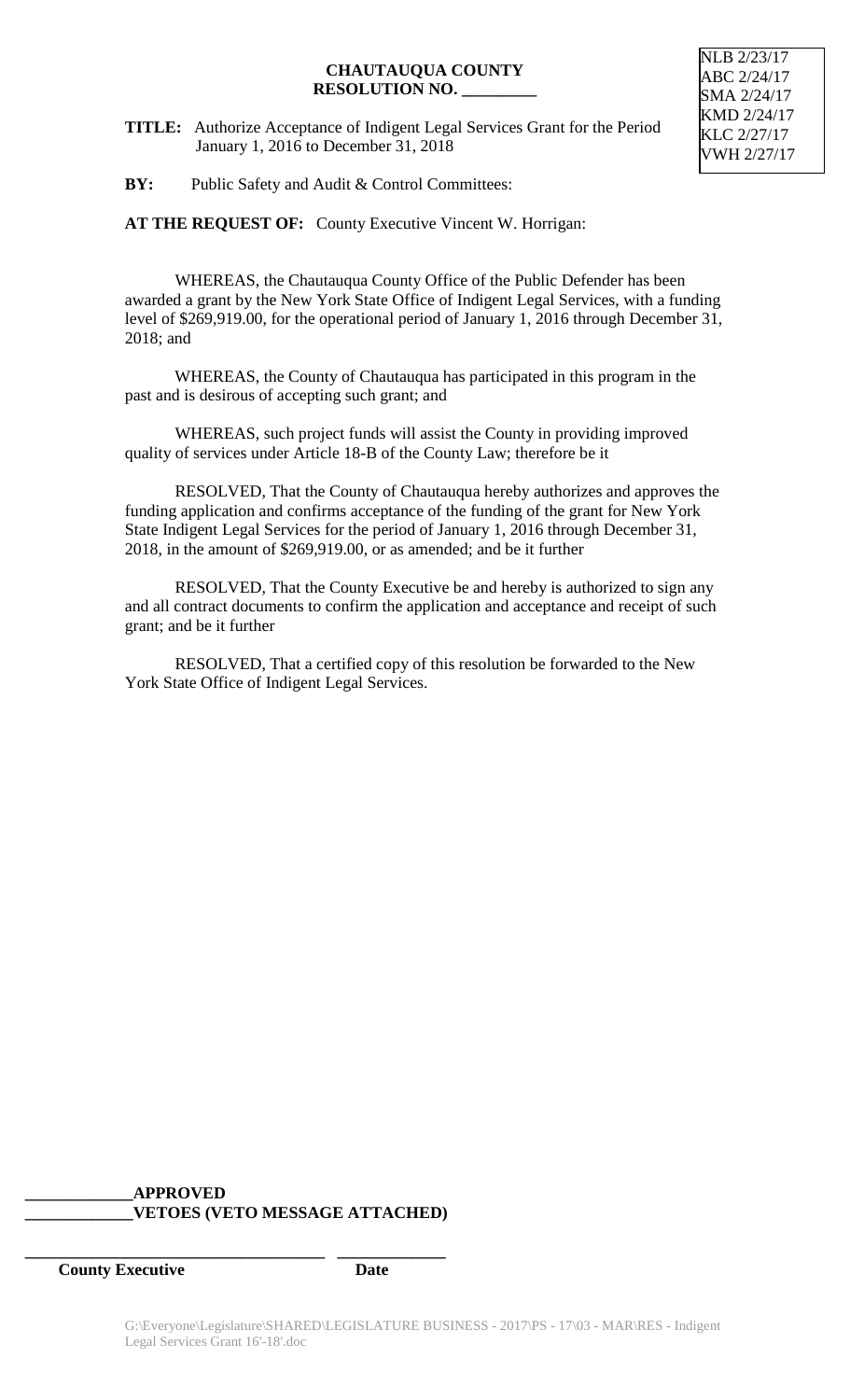NLB 2/23/17
ABC 2/24/17
SMA 2/24/17
KMD 2/24/17
KLC 2/27/17
VWH 2/27/17

**CHAUTAUQUA COUNTY**
**RESOLUTION NO. _________**

**TITLE:** Authorize Acceptance of Indigent Legal Services Grant for the Period January 1, 2016 to December 31, 2018

**BY:** Public Safety and Audit & Control Committees:

**AT THE REQUEST OF:** County Executive Vincent W. Horrigan:

WHEREAS, the Chautauqua County Office of the Public Defender has been awarded a grant by the New York State Office of Indigent Legal Services, with a funding level of $269,919.00, for the operational period of January 1, 2016 through December 31, 2018; and

WHEREAS, the County of Chautauqua has participated in this program in the past and is desirous of accepting such grant; and

WHEREAS, such project funds will assist the County in providing improved quality of services under Article 18-B of the County Law; therefore be it

RESOLVED, That the County of Chautauqua hereby authorizes and approves the funding application and confirms acceptance of the funding of the grant for New York State Indigent Legal Services for the period of January 1, 2016 through December 31, 2018, in the amount of $269,919.00, or as amended; and be it further

RESOLVED, That the County Executive be and hereby is authorized to sign any and all contract documents to confirm the application and acceptance and receipt of such grant; and be it further

RESOLVED, That a certified copy of this resolution be forwarded to the New York State Office of Indigent Legal Services.

**_____________APPROVED**
**_____________VETOES (VETO MESSAGE ATTACHED)**

**____________________________________ _____________**
**County Executive Date**

G:\Everyone\Legislature\SHARED\LEGISLATURE BUSINESS - 2017\PS - 17\03 - MAR\RES - Indigent Legal Services Grant 16'-18'.doc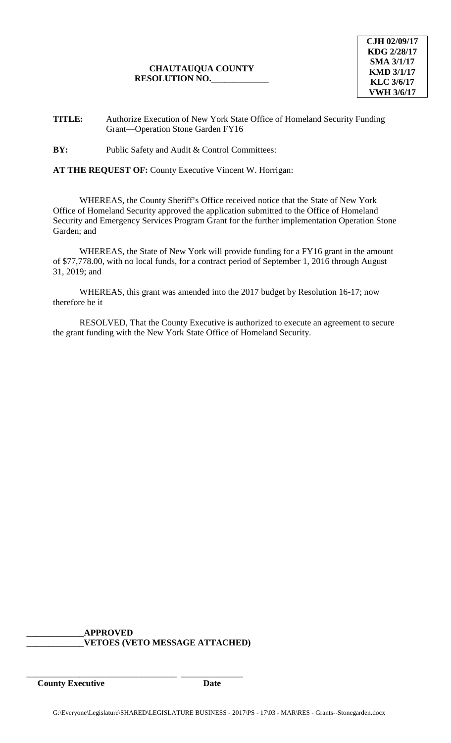| CJH 02/09/17 |
|---|
| KDG 2/28/17 |
| SMA 3/1/17 |
| KMD 3/1/17 |
| KLC 3/6/17 |
| VWH 3/6/17 |

**CHAUTAUQUA COUNTY**
**RESOLUTION NO.____________**

**TITLE:** Authorize Execution of New York State Office of Homeland Security Funding Grant—Operation Stone Garden FY16

**BY:** Public Safety and Audit & Control Committees:

**AT THE REQUEST OF:** County Executive Vincent W. Horrigan:

WHEREAS, the County Sheriff's Office received notice that the State of New York Office of Homeland Security approved the application submitted to the Office of Homeland Security and Emergency Services Program Grant for the further implementation Operation Stone Garden; and

WHEREAS, the State of New York will provide funding for a FY16 grant in the amount of $77,778.00, with no local funds, for a contract period of September 1, 2016 through August 31, 2019; and

WHEREAS, this grant was amended into the 2017 budget by Resolution 16-17; now therefore be it

RESOLVED, That the County Executive is authorized to execute an agreement to secure the grant funding with the New York State Office of Homeland Security.

**____________APPROVED**
**____________VETOES (VETO MESSAGE ATTACHED)**

_________________________________ ______________
**County Executive** **Date**

G:\Everyone\Legislature\SHARED\LEGISLATURE BUSINESS - 2017\PS - 17\03 - MAR\RES - Grants--Stonegarden.docx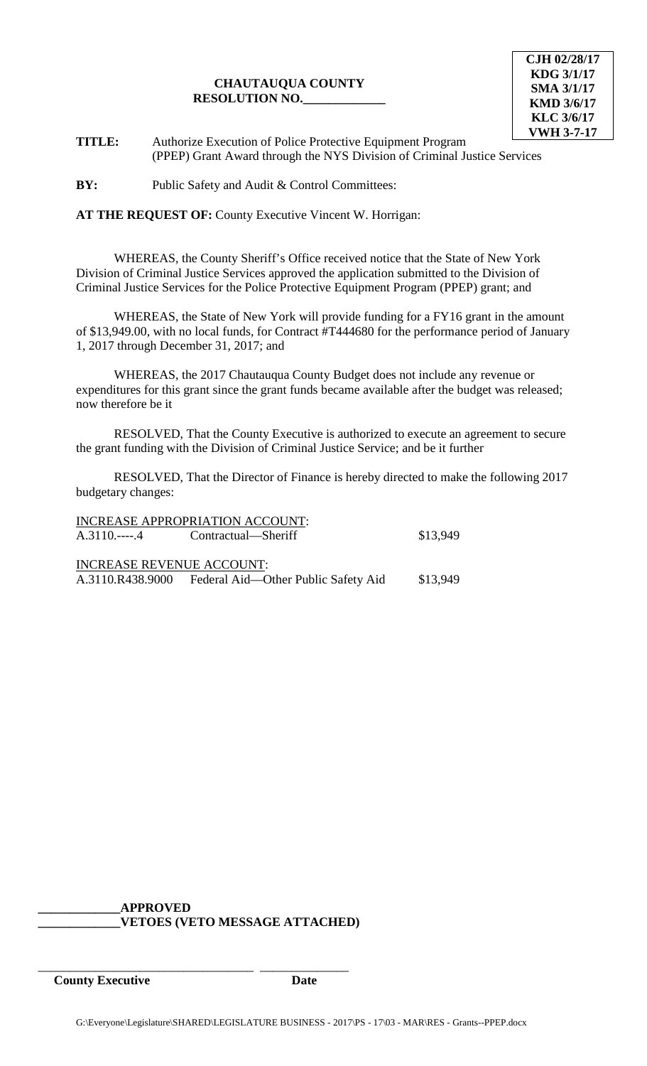**CJH 02/28/17**
**KDG 3/1/17**
**SMA 3/1/17**
**KMD 3/6/17**
**KLC 3/6/17**
**VWH 3-7-17**

**CHAUTAUQUA COUNTY**
**RESOLUTION NO.____________**

**TITLE:** Authorize Execution of Police Protective Equipment Program (PPEP) Grant Award through the NYS Division of Criminal Justice Services

**BY:** Public Safety and Audit & Control Committees:

**AT THE REQUEST OF:** County Executive Vincent W. Horrigan:

WHEREAS, the County Sheriff's Office received notice that the State of New York Division of Criminal Justice Services approved the application submitted to the Division of Criminal Justice Services for the Police Protective Equipment Program (PPEP) grant; and

WHEREAS, the State of New York will provide funding for a FY16 grant in the amount of $13,949.00, with no local funds, for Contract #T444680 for the performance period of January 1, 2017 through December 31, 2017; and

WHEREAS, the 2017 Chautauqua County Budget does not include any revenue or expenditures for this grant since the grant funds became available after the budget was released; now therefore be it

RESOLVED, That the County Executive is authorized to execute an agreement to secure the grant funding with the Division of Criminal Justice Service; and be it further

RESOLVED, That the Director of Finance is hereby directed to make the following 2017 budgetary changes:

<u>INCREASE APPROPRIATION ACCOUNT</u>:

| | | |
|---|---|---|
| A.3110.----.4 | Contractual—Sheriff | $13,949 |

<u>INCREASE REVENUE ACCOUNT</u>:

| | | |
|---|---|---|
| A.3110.R438.9000 | Federal Aid—Other Public Safety Aid | $13,949 |

**____________APPROVED**
**____________VETOES (VETO MESSAGE ATTACHED)**

______________________________ ____________
**County Executive** **Date**

G:\Everyone\Legislature\SHARED\LEGISLATURE BUSINESS - 2017\PS - 17\03 - MAR\RES - Grants--PPEP.docx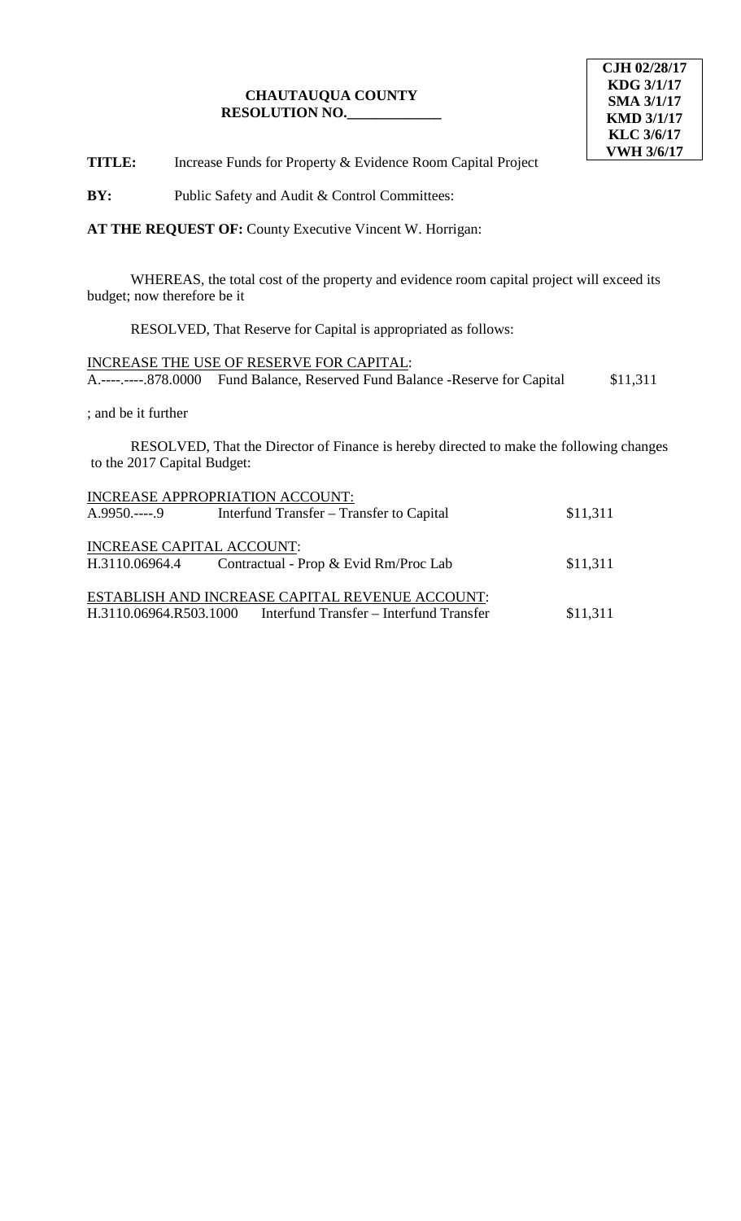**CJH 02/28/17**
**KDG 3/1/17**
**SMA 3/1/17**
**KMD 3/1/17**
**KLC 3/6/17**
**VWH 3/6/17**

**CHAUTAUQUA COUNTY**
**RESOLUTION NO.\_\_\_\_\_\_\_\_\_\_\_\_\_**

**TITLE:** Increase Funds for Property & Evidence Room Capital Project

**BY:** Public Safety and Audit & Control Committees:

**AT THE REQUEST OF:** County Executive Vincent W. Horrigan:

WHEREAS, the total cost of the property and evidence room capital project will exceed its budget; now therefore be it

RESOLVED, That Reserve for Capital is appropriated as follows:

INCREASE THE USE OF RESERVE FOR CAPITAL:

| | | |
|---|---|---|
| A.----.-----.878.0000 | Fund Balance, Reserved Fund Balance -Reserve for Capital | $11,311 |

; and be it further

RESOLVED, That the Director of Finance is hereby directed to make the following changes to the 2017 Capital Budget:

INCREASE APPROPRIATION ACCOUNT:

| | | |
|---|---|---|
| A.9950.----.9 | Interfund Transfer – Transfer to Capital | $11,311 |

INCREASE CAPITAL ACCOUNT:

| | | |
|---|---|---|
| H.3110.06964.4 | Contractual - Prop & Evid Rm/Proc Lab | $11,311 |

ESTABLISH AND INCREASE CAPITAL REVENUE ACCOUNT:

| | | |
|---|---|---|
| H.3110.06964.R503.1000 | Interfund Transfer – Interfund Transfer | $11,311 |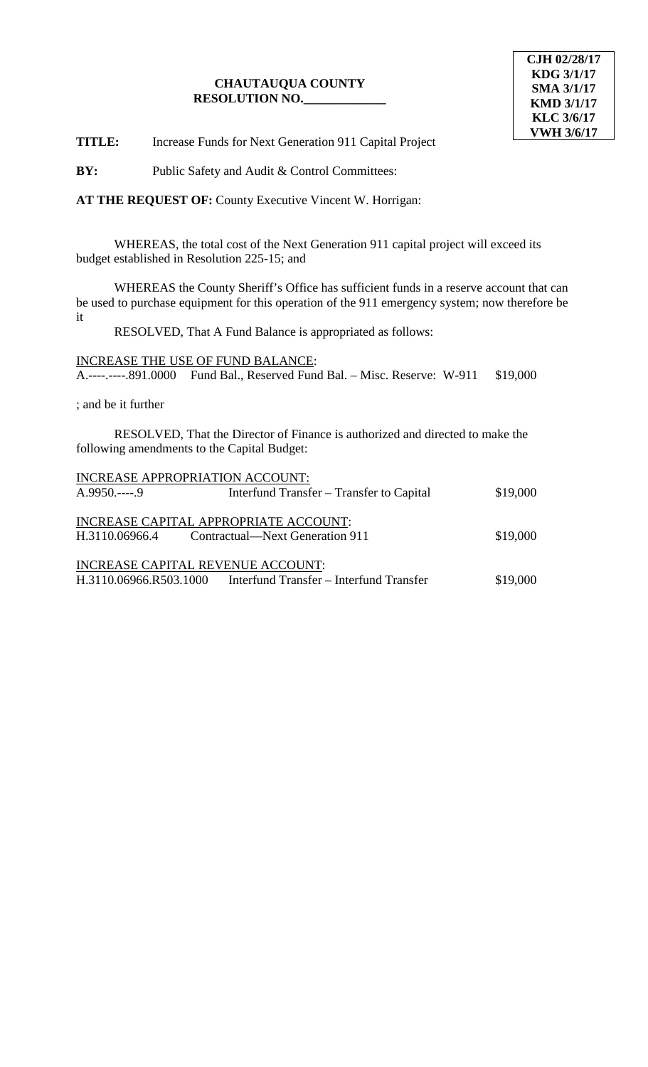CJH 02/28/17
KDG 3/1/17
SMA 3/1/17
KMD 3/1/17
KLC 3/6/17
VWH 3/6/17

**CHAUTAUQUA COUNTY**
**RESOLUTION NO.\_\_\_\_\_\_\_\_\_\_\_\_\_**

**TITLE:** Increase Funds for Next Generation 911 Capital Project

**BY:** Public Safety and Audit & Control Committees:

**AT THE REQUEST OF:** County Executive Vincent W. Horrigan:

WHEREAS, the total cost of the Next Generation 911 capital project will exceed its budget established in Resolution 225-15; and

WHEREAS the County Sheriff's Office has sufficient funds in a reserve account that can be used to purchase equipment for this operation of the 911 emergency system; now therefore be it

RESOLVED, That A Fund Balance is appropriated as follows:

INCREASE THE USE OF FUND BALANCE:

| | | |
|---|---|---|
| A.----.-----.891.0000 | Fund Bal., Reserved Fund Bal. – Misc. Reserve: W-911 | $19,000 |

; and be it further

RESOLVED, That the Director of Finance is authorized and directed to make the following amendments to the Capital Budget:

INCREASE APPROPRIATION ACCOUNT:

| | | |
|---|---|---|
| A.9950.-----.9 | Interfund Transfer – Transfer to Capital | $19,000 |

INCREASE CAPITAL APPROPRIATE ACCOUNT:

| | | |
|---|---|---|
| H.3110.06966.4 | Contractual—Next Generation 911 | $19,000 |

INCREASE CAPITAL REVENUE ACCOUNT:

| | | |
|---|---|---|
| H.3110.06966.R503.1000 | Interfund Transfer – Interfund Transfer | $19,000 |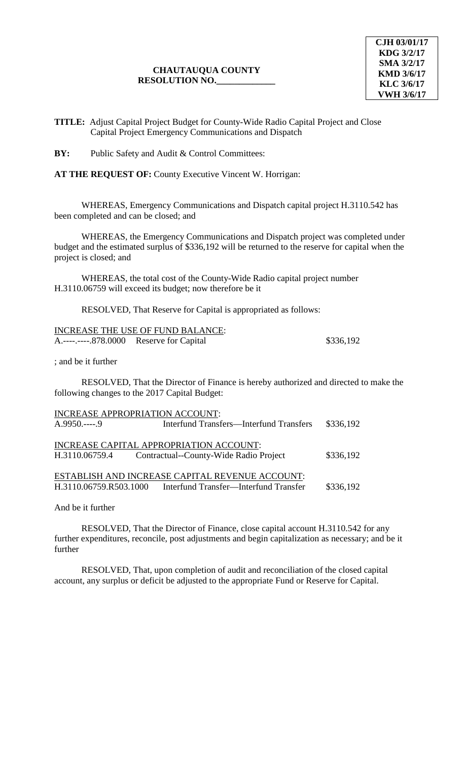**CJH 03/01/17**
**KDG 3/2/17**
**SMA 3/2/17**
**KMD 3/6/17**
**KLC 3/6/17**
**VWH 3/6/17**

**CHAUTAUQUA COUNTY**
**RESOLUTION NO.\_\_\_\_\_\_\_\_\_\_\_\_\_**

**TITLE:** Adjust Capital Project Budget for County-Wide Radio Capital Project and Close Capital Project Emergency Communications and Dispatch

**BY:** Public Safety and Audit & Control Committees:

**AT THE REQUEST OF:** County Executive Vincent W. Horrigan:

WHEREAS, Emergency Communications and Dispatch capital project H.3110.542 has been completed and can be closed; and

WHEREAS, the Emergency Communications and Dispatch project was completed under budget and the estimated surplus of $336,192 will be returned to the reserve for capital when the project is closed; and

WHEREAS, the total cost of the County-Wide Radio capital project number H.3110.06759 will exceed its budget; now therefore be it

RESOLVED, That Reserve for Capital is appropriated as follows:

INCREASE THE USE OF FUND BALANCE:

| | | |
|---|---|---|
| A.----.-----.878.0000 | Reserve for Capital | $336,192 |

; and be it further

RESOLVED, That the Director of Finance is hereby authorized and directed to make the following changes to the 2017 Capital Budget:

INCREASE APPROPRIATION ACCOUNT:

| | | |
|---|---|---|
| A.9950.----.9 | Interfund Transfers—Interfund Transfers | $336,192 |

INCREASE CAPITAL APPROPRIATION ACCOUNT:

| | | |
|---|---|---|
| H.3110.06759.4 | Contractual--County-Wide Radio Project | $336,192 |

ESTABLISH AND INCREASE CAPITAL REVENUE ACCOUNT:

| | | |
|---|---|---|
| H.3110.06759.R503.1000 | Interfund Transfer—Interfund Transfer | $336,192 |

And be it further

RESOLVED, That the Director of Finance, close capital account H.3110.542 for any further expenditures, reconcile, post adjustments and begin capitalization as necessary; and be it further

RESOLVED, That, upon completion of audit and reconciliation of the closed capital account, any surplus or deficit be adjusted to the appropriate Fund or Reserve for Capital.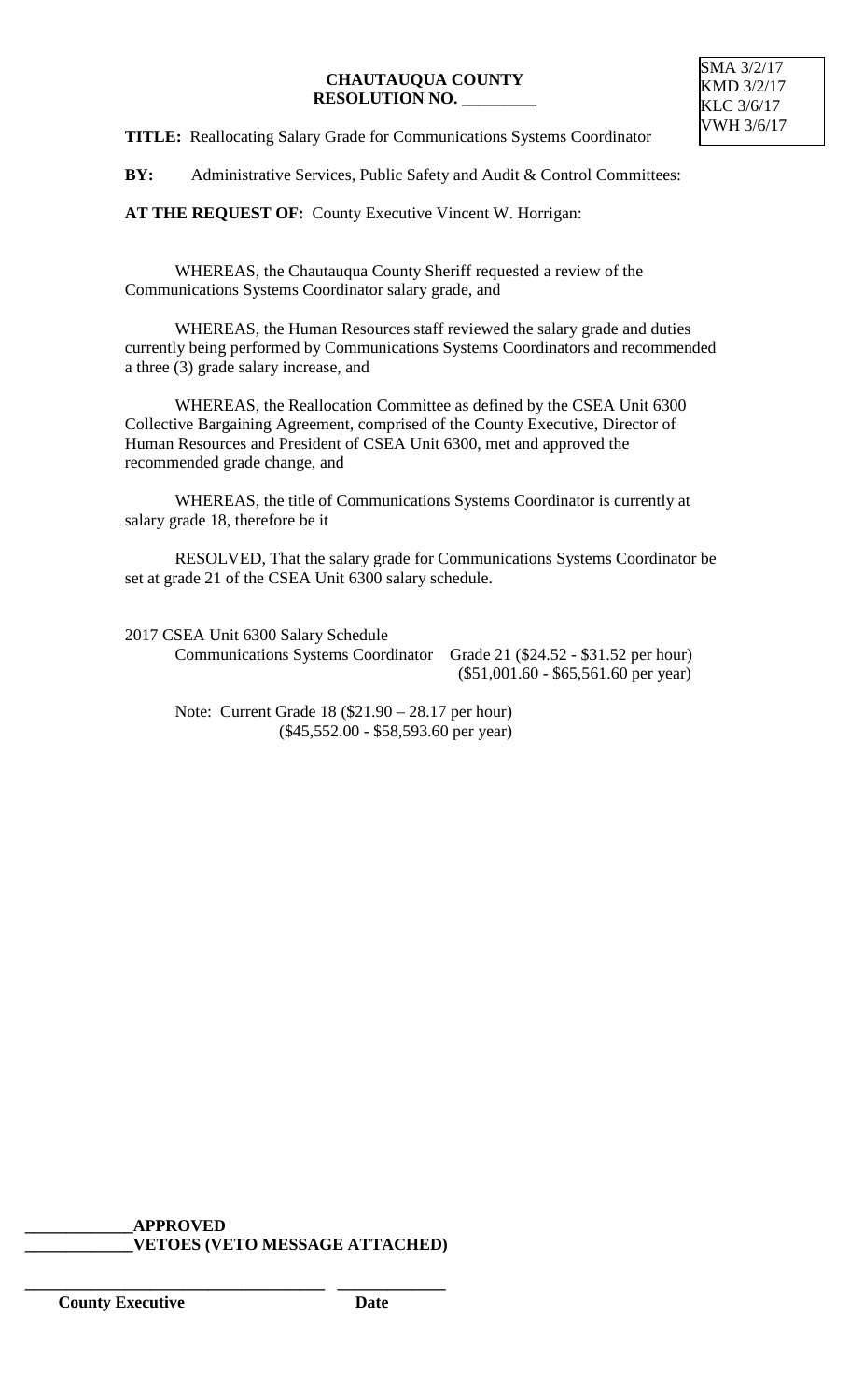**CHAUTAUQUA COUNTY**
**RESOLUTION NO. \_\_\_\_\_\_\_\_\_**

SMA 3/2/17
KMD 3/2/17
KLC 3/6/17
VWH 3/6/17

**TITLE:** Reallocating Salary Grade for Communications Systems Coordinator

**BY:** Administrative Services, Public Safety and Audit & Control Committees:

**AT THE REQUEST OF:** County Executive Vincent W. Horrigan:

WHEREAS, the Chautauqua County Sheriff requested a review of the Communications Systems Coordinator salary grade, and

WHEREAS, the Human Resources staff reviewed the salary grade and duties currently being performed by Communications Systems Coordinators and recommended a three (3) grade salary increase, and

WHEREAS, the Reallocation Committee as defined by the CSEA Unit 6300 Collective Bargaining Agreement, comprised of the County Executive, Director of Human Resources and President of CSEA Unit 6300, met and approved the recommended grade change, and

WHEREAS, the title of Communications Systems Coordinator is currently at salary grade 18, therefore be it

RESOLVED, That the salary grade for Communications Systems Coordinator be set at grade 21 of the CSEA Unit 6300 salary schedule.

2017 CSEA Unit 6300 Salary Schedule
Communications Systems Coordinator    Grade 21 ($24.52 - $31.52 per hour)
($51,001.60 - $65,561.60 per year)

Note: Current Grade 18 ($21.90 – 28.17 per hour)
($45,552.00 - $58,593.60 per year)

\_\_\_\_\_\_\_\_\_\_\_\_\_**APPROVED**
\_\_\_\_\_\_\_\_\_\_\_\_\_**VETOES (VETO MESSAGE ATTACHED)**

\_\_\_\_\_\_\_\_\_\_\_\_\_\_\_\_\_\_\_\_\_\_\_\_\_\_\_\_\_\_\_\_\_\_\_\_ \_\_\_\_\_\_\_\_\_\_\_\_\_
**County Executive** **Date**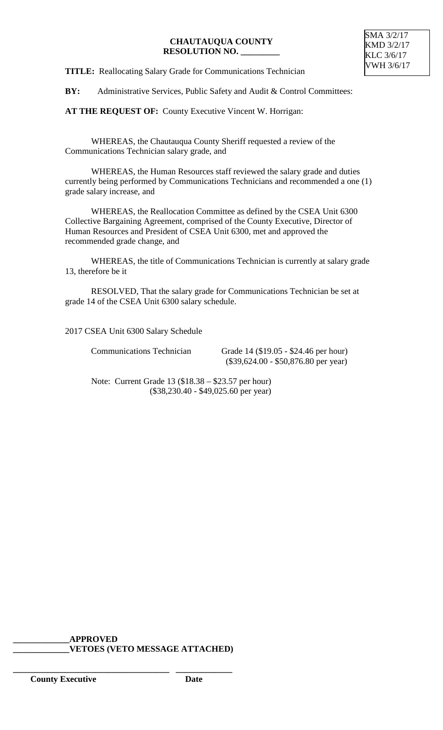SMA 3/2/17
KMD 3/2/17
KLC 3/6/17
VWH 3/6/17

**CHAUTAUQUA COUNTY**
**RESOLUTION NO. _________**

**TITLE:** Reallocating Salary Grade for Communications Technician

**BY:** Administrative Services, Public Safety and Audit & Control Committees:

**AT THE REQUEST OF:** County Executive Vincent W. Horrigan:

WHEREAS, the Chautauqua County Sheriff requested a review of the Communications Technician salary grade, and

WHEREAS, the Human Resources staff reviewed the salary grade and duties currently being performed by Communications Technicians and recommended a one (1) grade salary increase, and

WHEREAS, the Reallocation Committee as defined by the CSEA Unit 6300 Collective Bargaining Agreement, comprised of the County Executive, Director of Human Resources and President of CSEA Unit 6300, met and approved the recommended grade change, and

WHEREAS, the title of Communications Technician is currently at salary grade 13, therefore be it

RESOLVED, That the salary grade for Communications Technician be set at grade 14 of the CSEA Unit 6300 salary schedule.

2017 CSEA Unit 6300 Salary Schedule

| | |
|---|---|
| Communications Technician | Grade 14 ($19.05 - $24.46 per hour)<br>($39,624.00 - $50,876.80 per year) |

Note: Current Grade 13 ($18.38 – $23.57 per hour)
($38,230.40 - $49,025.60 per year)

_____________**APPROVED**
_____________**VETOES (VETO MESSAGE ATTACHED)**

___________________________________ _____________
**County Executive** **Date**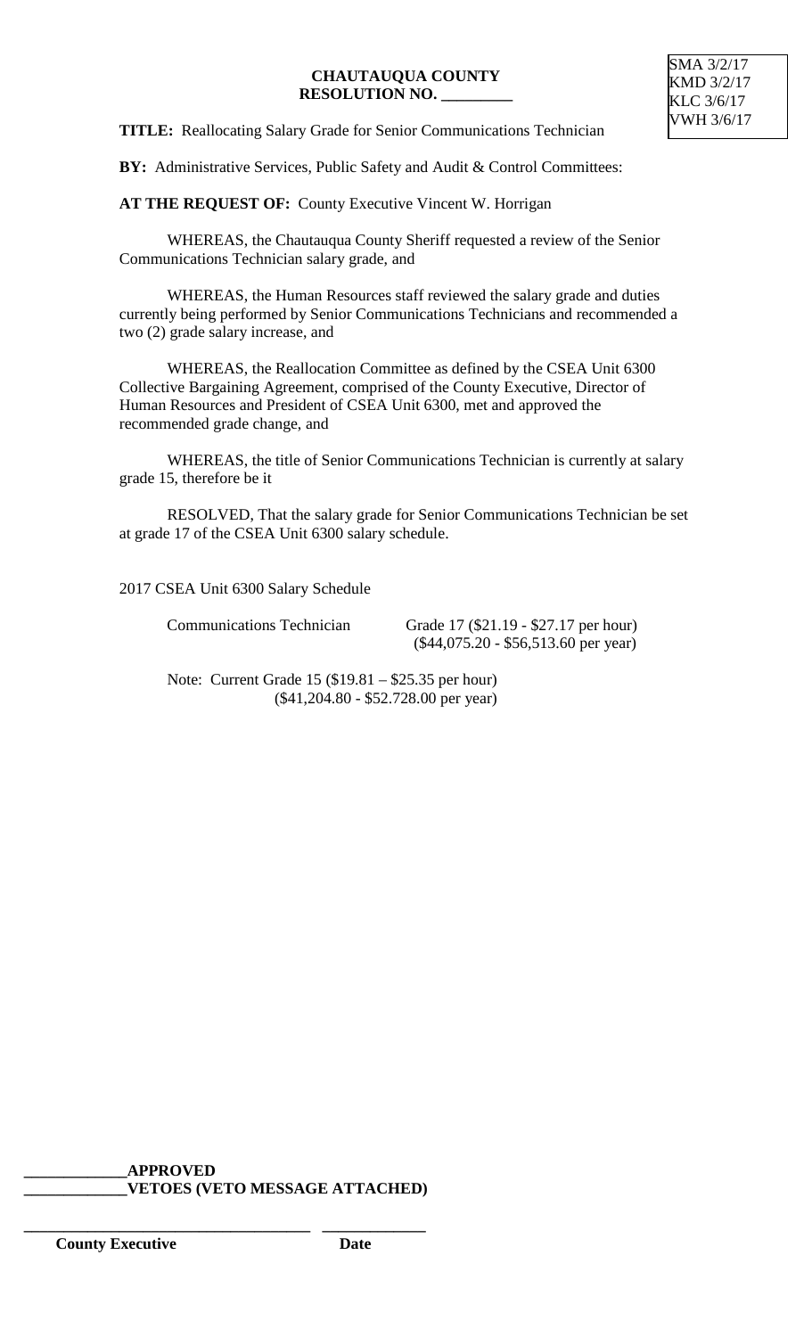SMA 3/2/17
KMD 3/2/17
KLC 3/6/17
VWH 3/6/17

**CHAUTAUQUA COUNTY**
**RESOLUTION NO. _________**

**TITLE:** Reallocating Salary Grade for Senior Communications Technician

**BY:** Administrative Services, Public Safety and Audit & Control Committees:

**AT THE REQUEST OF:** County Executive Vincent W. Horrigan

WHEREAS, the Chautauqua County Sheriff requested a review of the Senior Communications Technician salary grade, and

WHEREAS, the Human Resources staff reviewed the salary grade and duties currently being performed by Senior Communications Technicians and recommended a two (2) grade salary increase, and

WHEREAS, the Reallocation Committee as defined by the CSEA Unit 6300 Collective Bargaining Agreement, comprised of the County Executive, Director of Human Resources and President of CSEA Unit 6300, met and approved the recommended grade change, and

WHEREAS, the title of Senior Communications Technician is currently at salary grade 15, therefore be it

RESOLVED, That the salary grade for Senior Communications Technician be set at grade 17 of the CSEA Unit 6300 salary schedule.

2017 CSEA Unit 6300 Salary Schedule

Communications Technician Grade 17 ($21.19 - $27.17 per hour)
($44,075.20 - $56,513.60 per year)

Note: Current Grade 15 ($19.81 – $25.35 per hour)
($41,204.80 - $52.728.00 per year)

**_____________APPROVED**
**_____________VETOES (VETO MESSAGE ATTACHED)**

_____________________________________ _____________
**County Executive** **Date**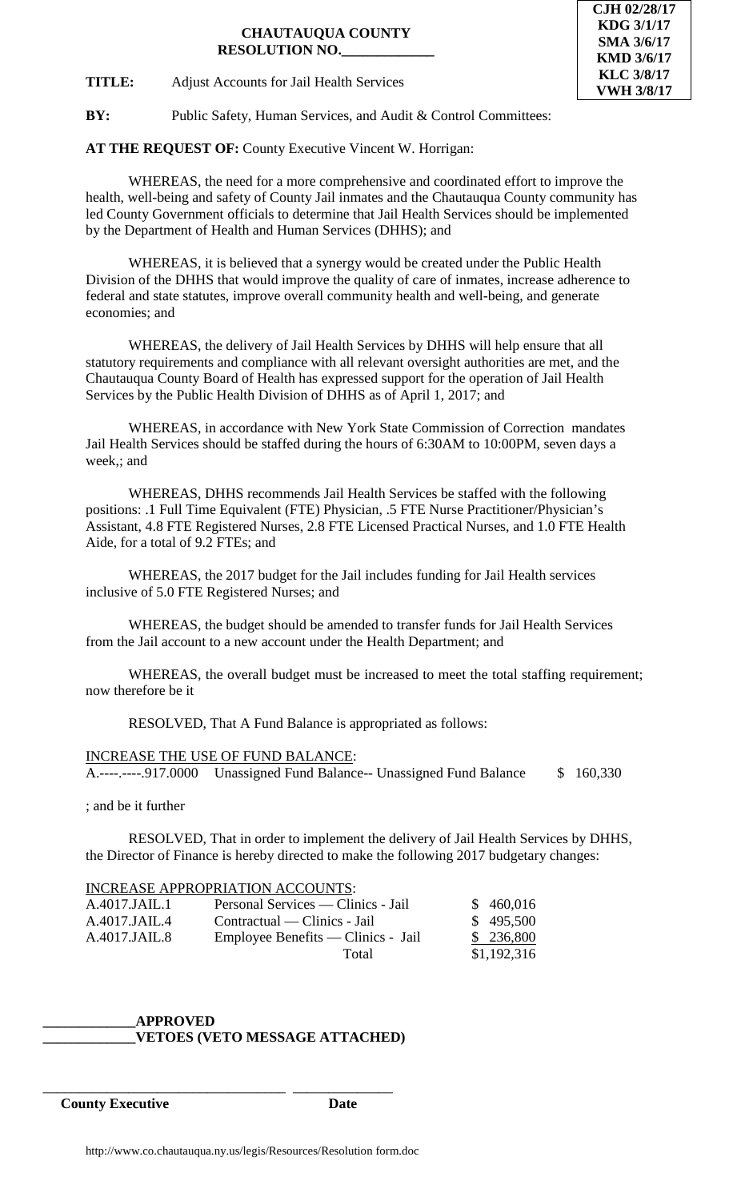CJH 02/28/17
KDG 3/1/17
SMA 3/6/17
KMD 3/6/17
KLC 3/8/17
VWH 3/8/17

**CHAUTAUQUA COUNTY**
**RESOLUTION NO.\_\_\_\_\_\_\_\_\_\_\_\_\_**

**TITLE:** Adjust Accounts for Jail Health Services

**BY:** Public Safety, Human Services, and Audit & Control Committees:

**AT THE REQUEST OF:** County Executive Vincent W. Horrigan:

WHEREAS, the need for a more comprehensive and coordinated effort to improve the health, well-being and safety of County Jail inmates and the Chautauqua County community has led County Government officials to determine that Jail Health Services should be implemented by the Department of Health and Human Services (DHHS); and

WHEREAS, it is believed that a synergy would be created under the Public Health Division of the DHHS that would improve the quality of care of inmates, increase adherence to federal and state statutes, improve overall community health and well-being, and generate economies; and

WHEREAS, the delivery of Jail Health Services by DHHS will help ensure that all statutory requirements and compliance with all relevant oversight authorities are met, and the Chautauqua County Board of Health has expressed support for the operation of Jail Health Services by the Public Health Division of DHHS as of April 1, 2017; and

WHEREAS, in accordance with New York State Commission of Correction mandates Jail Health Services should be staffed during the hours of 6:30AM to 10:00PM, seven days a week,; and

WHEREAS, DHHS recommends Jail Health Services be staffed with the following positions: .1 Full Time Equivalent (FTE) Physician, .5 FTE Nurse Practitioner/Physician's Assistant, 4.8 FTE Registered Nurses, 2.8 FTE Licensed Practical Nurses, and 1.0 FTE Health Aide, for a total of 9.2 FTEs; and

WHEREAS, the 2017 budget for the Jail includes funding for Jail Health services inclusive of 5.0 FTE Registered Nurses; and

WHEREAS, the budget should be amended to transfer funds for Jail Health Services from the Jail account to a new account under the Health Department; and

WHEREAS, the overall budget must be increased to meet the total staffing requirement; now therefore be it

RESOLVED, That A Fund Balance is appropriated as follows:

INCREASE THE USE OF FUND BALANCE:

| | | |
|---|---|---|
| A.----.-----.917.0000 | Unassigned Fund Balance-- Unassigned Fund Balance | $ 160,330 |

; and be it further

RESOLVED, That in order to implement the delivery of Jail Health Services by DHHS, the Director of Finance is hereby directed to make the following 2017 budgetary changes:

INCREASE APPROPRIATION ACCOUNTS:

| | | |
|---|---|---|
| A.4017.JAIL.1 | Personal Services — Clinics - Jail | $ 460,016 |
| A.4017.JAIL.4 | Contractual — Clinics - Jail | $ 495,500 |
| A.4017.JAIL.8 | Employee Benefits — Clinics - Jail | $ 236,800 |
| | Total | $1,192,316 |

**\_\_\_\_\_\_\_\_\_\_\_\_\_APPROVED**
**\_\_\_\_\_\_\_\_\_\_\_\_\_VETOES (VETO MESSAGE ATTACHED)**

\_\_\_\_\_\_\_\_\_\_\_\_\_\_\_\_\_\_\_\_\_\_\_\_\_\_\_\_\_\_\_\_\_\_ \_\_\_\_\_\_\_\_\_\_\_\_\_\_
**County Executive** **Date**

http://www.co.chautauqua.ny.us/legis/Resources/Resolution form.doc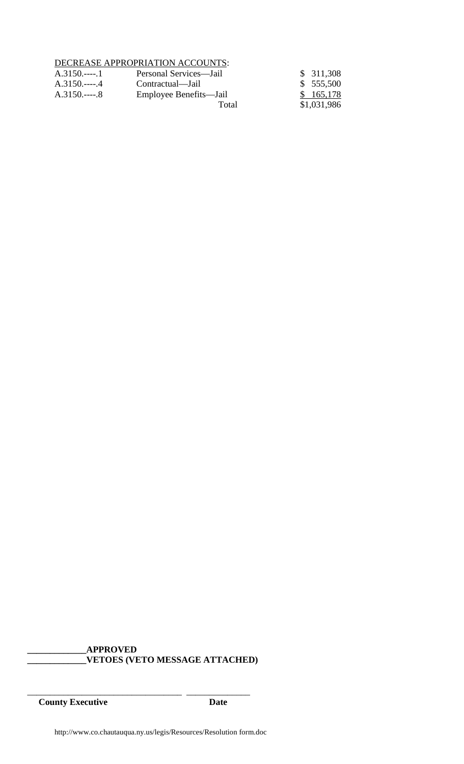DECREASE APPROPRIATION ACCOUNTS:

| | | |
|---|---|---|
| A.3150.----.1 | Personal Services—Jail | $ 311,308 |
| A.3150.----.4 | Contractual—Jail | $ 555,500 |
| A.3150.----.8 | Employee Benefits—Jail | $ 165,178 |
| | Total | $1,031,986 |

\_\_\_\_\_\_\_\_\_\_\_\_\_**APPROVED**
\_\_\_\_\_\_\_\_\_\_\_\_\_**VETOES (VETO MESSAGE ATTACHED)**

\_\_\_\_\_\_\_\_\_\_\_\_\_\_\_\_\_\_\_\_\_\_\_\_\_\_\_\_\_\_\_\_\_\_ \_\_\_\_\_\_\_\_\_\_\_\_\_\_

**County Executive** **Date**

http://www.co.chautauqua.ny.us/legis/Resources/Resolution form.doc